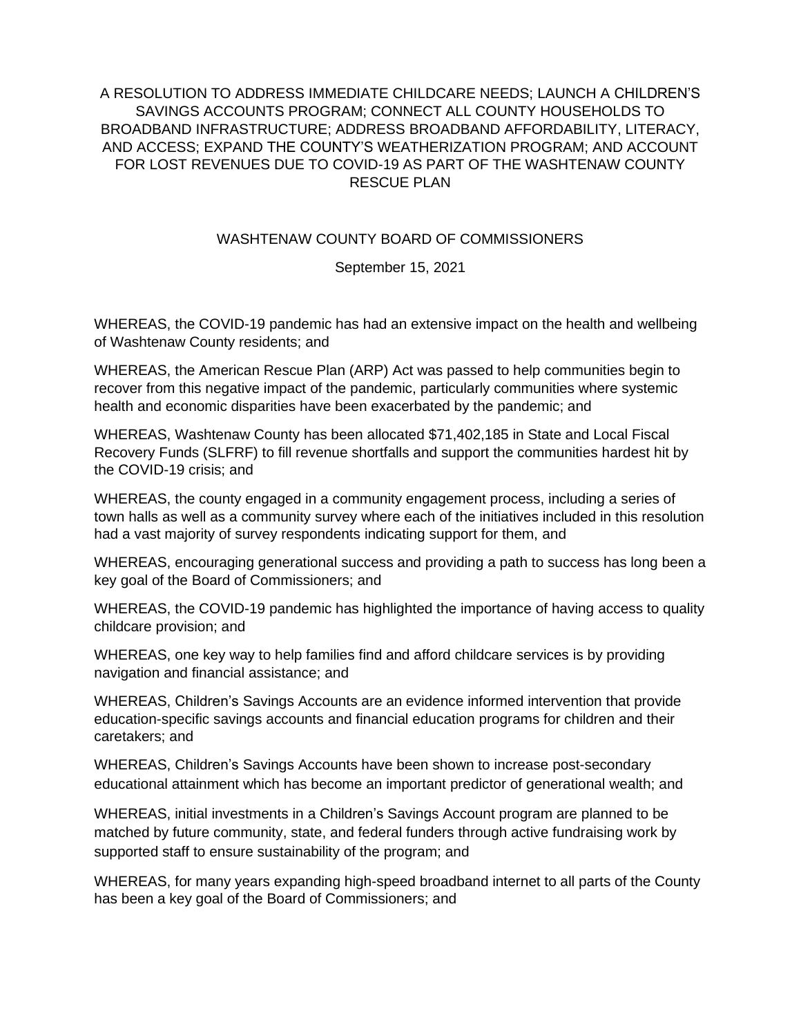# A RESOLUTION TO ADDRESS IMMEDIATE CHILDCARE NEEDS; LAUNCH A CHILDREN'S SAVINGS ACCOUNTS PROGRAM; CONNECT ALL COUNTY HOUSEHOLDS TO BROADBAND INFRASTRUCTURE; ADDRESS BROADBAND AFFORDABILITY, LITERACY, AND ACCESS; EXPAND THE COUNTY'S WEATHERIZATION PROGRAM; AND ACCOUNT FOR LOST REVENUES DUE TO COVID-19 AS PART OF THE WASHTENAW COUNTY RESCUE PLAN

WASHTENAW COUNTY BOARD OF COMMISSIONERS

September 15, 2021

WHEREAS, the COVID-19 pandemic has had an extensive impact on the health and wellbeing of Washtenaw County residents; and

WHEREAS, the American Rescue Plan (ARP) Act was passed to help communities begin to recover from this negative impact of the pandemic, particularly communities where systemic health and economic disparities have been exacerbated by the pandemic; and

WHEREAS, Washtenaw County has been allocated $71,402,185 in State and Local Fiscal Recovery Funds (SLFRF) to fill revenue shortfalls and support the communities hardest hit by the COVID-19 crisis; and

WHEREAS, the county engaged in a community engagement process, including a series of town halls as well as a community survey where each of the initiatives included in this resolution had a vast majority of survey respondents indicating support for them, and

WHEREAS, encouraging generational success and providing a path to success has long been a key goal of the Board of Commissioners; and

WHEREAS, the COVID-19 pandemic has highlighted the importance of having access to quality childcare provision; and

WHEREAS, one key way to help families find and afford childcare services is by providing navigation and financial assistance; and

WHEREAS, Children's Savings Accounts are an evidence informed intervention that provide education-specific savings accounts and financial education programs for children and their caretakers; and

WHEREAS, Children's Savings Accounts have been shown to increase post-secondary educational attainment which has become an important predictor of generational wealth; and

WHEREAS, initial investments in a Children's Savings Account program are planned to be matched by future community, state, and federal funders through active fundraising work by supported staff to ensure sustainability of the program; and

WHEREAS, for many years expanding high-speed broadband internet to all parts of the County has been a key goal of the Board of Commissioners; and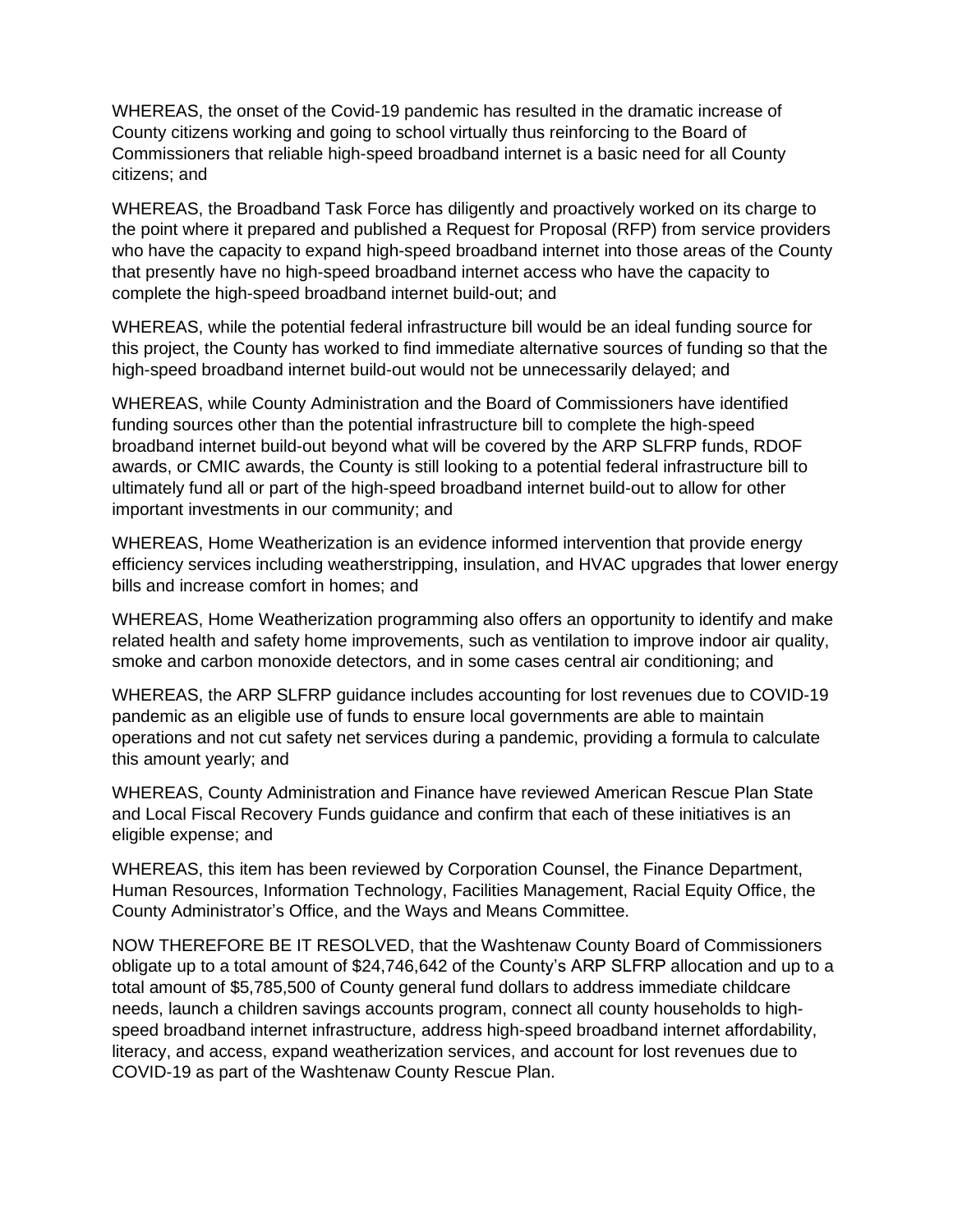WHEREAS, the onset of the Covid-19 pandemic has resulted in the dramatic increase of County citizens working and going to school virtually thus reinforcing to the Board of Commissioners that reliable high-speed broadband internet is a basic need for all County citizens; and

WHEREAS, the Broadband Task Force has diligently and proactively worked on its charge to the point where it prepared and published a Request for Proposal (RFP) from service providers who have the capacity to expand high-speed broadband internet into those areas of the County that presently have no high-speed broadband internet access who have the capacity to complete the high-speed broadband internet build-out; and

WHEREAS, while the potential federal infrastructure bill would be an ideal funding source for this project, the County has worked to find immediate alternative sources of funding so that the high-speed broadband internet build-out would not be unnecessarily delayed; and

WHEREAS, while County Administration and the Board of Commissioners have identified funding sources other than the potential infrastructure bill to complete the high-speed broadband internet build-out beyond what will be covered by the ARP SLFRP funds, RDOF awards, or CMIC awards, the County is still looking to a potential federal infrastructure bill to ultimately fund all or part of the high-speed broadband internet build-out to allow for other important investments in our community; and

WHEREAS, Home Weatherization is an evidence informed intervention that provide energy efficiency services including weatherstripping, insulation, and HVAC upgrades that lower energy bills and increase comfort in homes; and

WHEREAS, Home Weatherization programming also offers an opportunity to identify and make related health and safety home improvements, such as ventilation to improve indoor air quality, smoke and carbon monoxide detectors, and in some cases central air conditioning; and

WHEREAS, the ARP SLFRP guidance includes accounting for lost revenues due to COVID-19 pandemic as an eligible use of funds to ensure local governments are able to maintain operations and not cut safety net services during a pandemic, providing a formula to calculate this amount yearly; and

WHEREAS, County Administration and Finance have reviewed American Rescue Plan State and Local Fiscal Recovery Funds guidance and confirm that each of these initiatives is an eligible expense; and

WHEREAS, this item has been reviewed by Corporation Counsel, the Finance Department, Human Resources, Information Technology, Facilities Management, Racial Equity Office, the County Administrator's Office, and the Ways and Means Committee.

NOW THEREFORE BE IT RESOLVED, that the Washtenaw County Board of Commissioners obligate up to a total amount of $24,746,642 of the County's ARP SLFRP allocation and up to a total amount of $5,785,500 of County general fund dollars to address immediate childcare needs, launch a children savings accounts program, connect all county households to high-speed broadband internet infrastructure, address high-speed broadband internet affordability, literacy, and access, expand weatherization services, and account for lost revenues due to COVID-19 as part of the Washtenaw County Rescue Plan.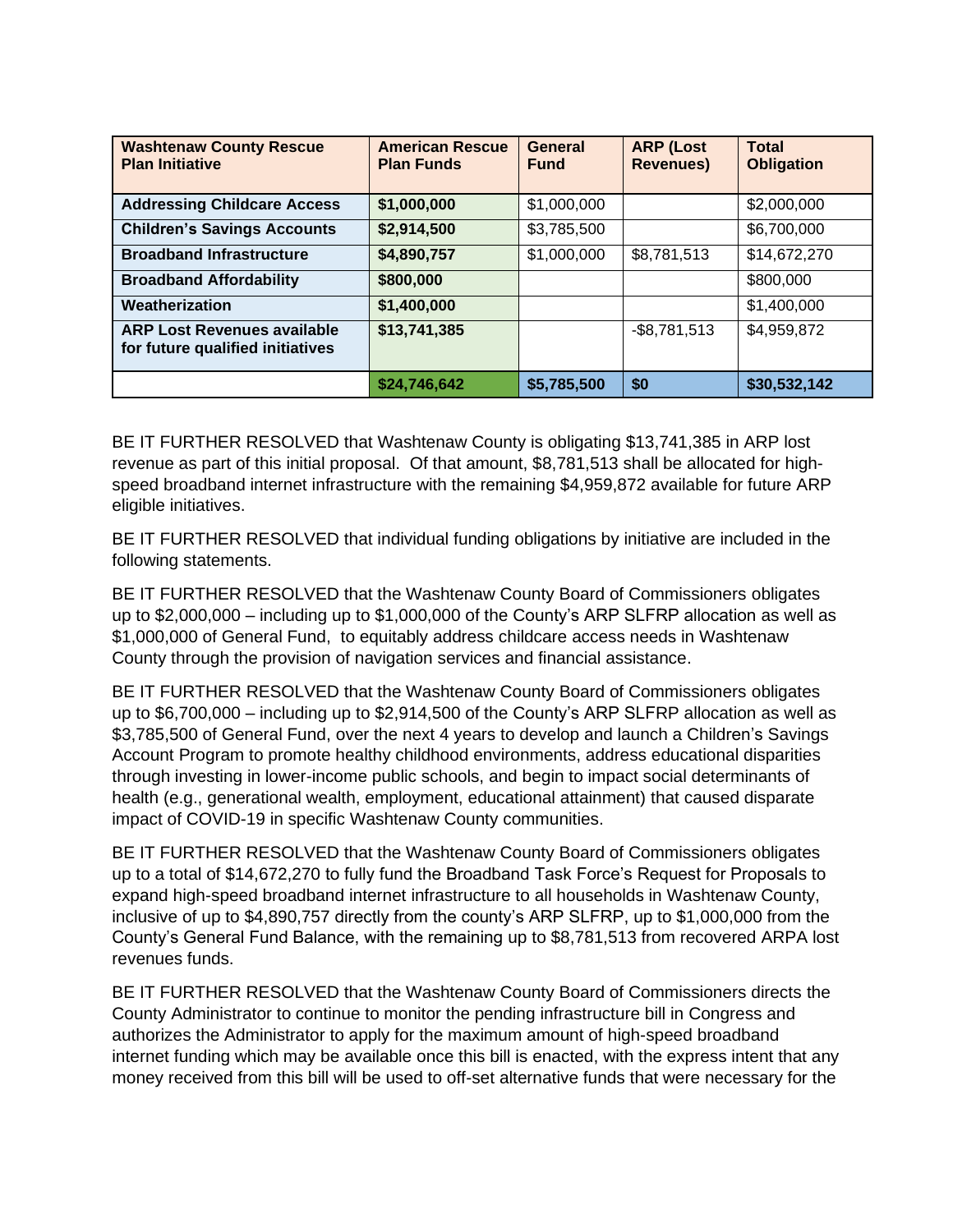| Washtenaw County Rescue Plan Initiative | American Rescue Plan Funds | General Fund | ARP (Lost Revenues) | Total Obligation |
|---|---|---|---|---|
| **Addressing Childcare Access** | **$1,000,000** | $1,000,000 | | $2,000,000 |
| **Children's Savings Accounts** | **$2,914,500** | $3,785,500 | | $6,700,000 |
| **Broadband Infrastructure** | **$4,890,757** | $1,000,000 | $8,781,513 | $14,672,270 |
| **Broadband Affordability** | **$800,000** | | | $800,000 |
| **Weatherization** | **$1,400,000** | | | $1,400,000 |
| **ARP Lost Revenues available for future qualified initiatives** | **$13,741,385** | | -$8,781,513 | $4,959,872 |
| | **$24,746,642** | **$5,785,500** | **$0** | **$30,532,142** |

BE IT FURTHER RESOLVED that Washtenaw County is obligating $13,741,385 in ARP lost revenue as part of this initial proposal. Of that amount, $8,781,513 shall be allocated for high-speed broadband internet infrastructure with the remaining $4,959,872 available for future ARP eligible initiatives.

BE IT FURTHER RESOLVED that individual funding obligations by initiative are included in the following statements.

BE IT FURTHER RESOLVED that the Washtenaw County Board of Commissioners obligates up to $2,000,000 – including up to $1,000,000 of the County's ARP SLFRP allocation as well as $1,000,000 of General Fund, to equitably address childcare access needs in Washtenaw County through the provision of navigation services and financial assistance.

BE IT FURTHER RESOLVED that the Washtenaw County Board of Commissioners obligates up to $6,700,000 – including up to $2,914,500 of the County's ARP SLFRP allocation as well as $3,785,500 of General Fund, over the next 4 years to develop and launch a Children's Savings Account Program to promote healthy childhood environments, address educational disparities through investing in lower-income public schools, and begin to impact social determinants of health (e.g., generational wealth, employment, educational attainment) that caused disparate impact of COVID-19 in specific Washtenaw County communities.

BE IT FURTHER RESOLVED that the Washtenaw County Board of Commissioners obligates up to a total of $14,672,270 to fully fund the Broadband Task Force's Request for Proposals to expand high-speed broadband internet infrastructure to all households in Washtenaw County, inclusive of up to $4,890,757 directly from the county's ARP SLFRP, up to $1,000,000 from the County's General Fund Balance, with the remaining up to $8,781,513 from recovered ARPA lost revenues funds.

BE IT FURTHER RESOLVED that the Washtenaw County Board of Commissioners directs the County Administrator to continue to monitor the pending infrastructure bill in Congress and authorizes the Administrator to apply for the maximum amount of high-speed broadband internet funding which may be available once this bill is enacted, with the express intent that any money received from this bill will be used to off-set alternative funds that were necessary for the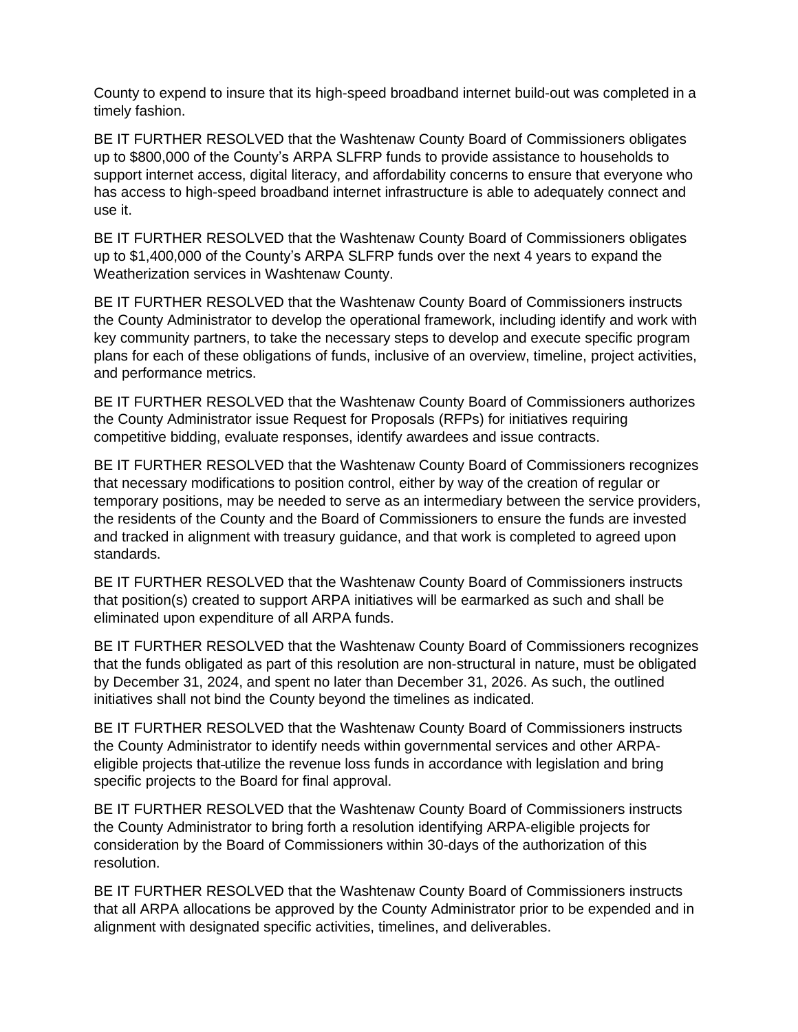County to expend to insure that its high-speed broadband internet build-out was completed in a timely fashion.

BE IT FURTHER RESOLVED that the Washtenaw County Board of Commissioners obligates up to $800,000 of the County's ARPA SLFRP funds to provide assistance to households to support internet access, digital literacy, and affordability concerns to ensure that everyone who has access to high-speed broadband internet infrastructure is able to adequately connect and use it.

BE IT FURTHER RESOLVED that the Washtenaw County Board of Commissioners obligates up to $1,400,000 of the County's ARPA SLFRP funds over the next 4 years to expand the Weatherization services in Washtenaw County.

BE IT FURTHER RESOLVED that the Washtenaw County Board of Commissioners instructs the County Administrator to develop the operational framework, including identify and work with key community partners, to take the necessary steps to develop and execute specific program plans for each of these obligations of funds, inclusive of an overview, timeline, project activities, and performance metrics.

BE IT FURTHER RESOLVED that the Washtenaw County Board of Commissioners authorizes the County Administrator issue Request for Proposals (RFPs) for initiatives requiring competitive bidding, evaluate responses, identify awardees and issue contracts.

BE IT FURTHER RESOLVED that the Washtenaw County Board of Commissioners recognizes that necessary modifications to position control, either by way of the creation of regular or temporary positions, may be needed to serve as an intermediary between the service providers, the residents of the County and the Board of Commissioners to ensure the funds are invested and tracked in alignment with treasury guidance, and that work is completed to agreed upon standards.

BE IT FURTHER RESOLVED that the Washtenaw County Board of Commissioners instructs that position(s) created to support ARPA initiatives will be earmarked as such and shall be eliminated upon expenditure of all ARPA funds.

BE IT FURTHER RESOLVED that the Washtenaw County Board of Commissioners recognizes that the funds obligated as part of this resolution are non-structural in nature, must be obligated by December 31, 2024, and spent no later than December 31, 2026. As such, the outlined initiatives shall not bind the County beyond the timelines as indicated.

BE IT FURTHER RESOLVED that the Washtenaw County Board of Commissioners instructs the County Administrator to identify needs within governmental services and other ARPA-eligible projects that utilize the revenue loss funds in accordance with legislation and bring specific projects to the Board for final approval.

BE IT FURTHER RESOLVED that the Washtenaw County Board of Commissioners instructs the County Administrator to bring forth a resolution identifying ARPA-eligible projects for consideration by the Board of Commissioners within 30-days of the authorization of this resolution.

BE IT FURTHER RESOLVED that the Washtenaw County Board of Commissioners instructs that all ARPA allocations be approved by the County Administrator prior to be expended and in alignment with designated specific activities, timelines, and deliverables.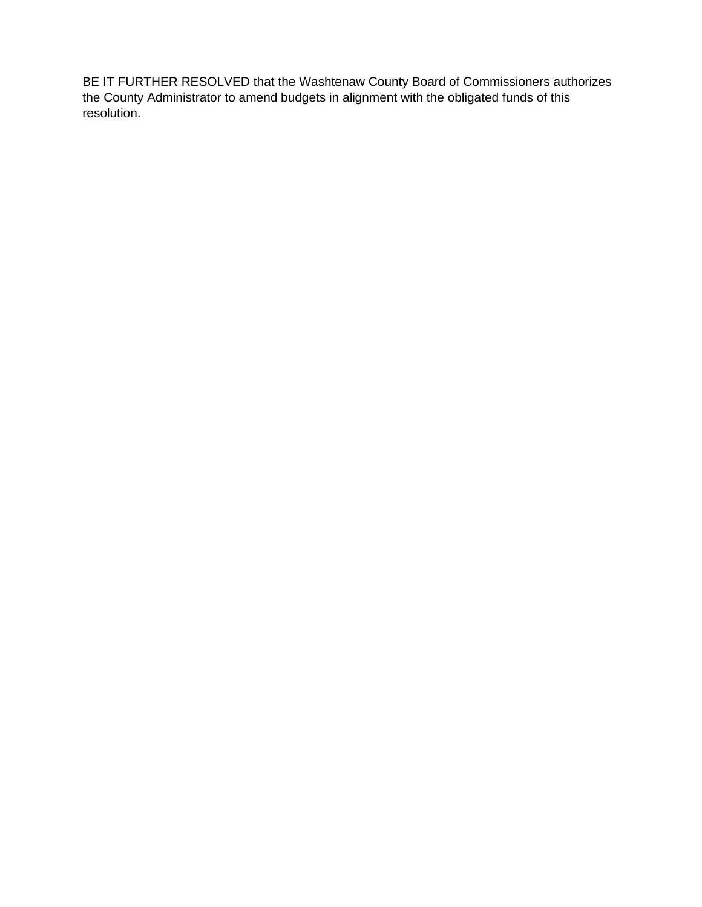BE IT FURTHER RESOLVED that the Washtenaw County Board of Commissioners authorizes the County Administrator to amend budgets in alignment with the obligated funds of this resolution.